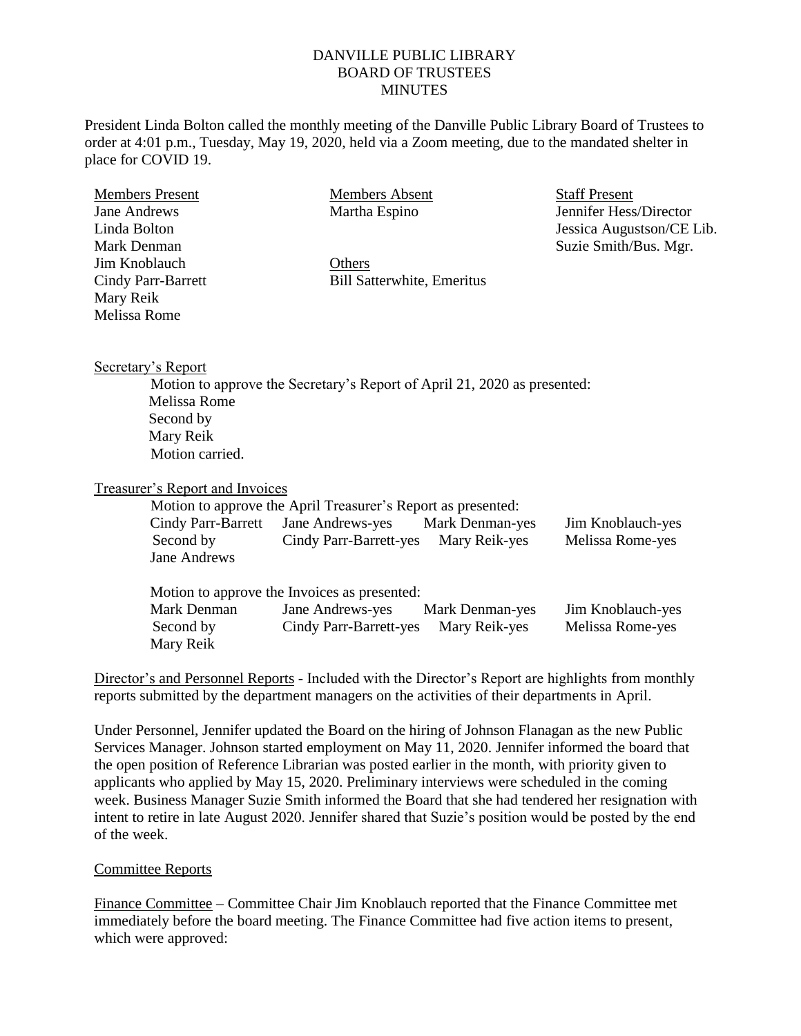# DANVILLE PUBLIC LIBRARY
## BOARD OF TRUSTEES
## MINUTES

President Linda Bolton called the monthly meeting of the Danville Public Library Board of Trustees to order at 4:01 p.m., Tuesday, May 19, 2020, held via a Zoom meeting, due to the mandated shelter in place for COVID 19.

| Members Present | Members Absent | Staff Present |
|---|---|---|
| Jane Andrews | Martha Espino | Jennifer Hess/Director |
| Linda Bolton | | Jessica Augustson/CE Lib. |
| Mark Denman | | Suzie Smith/Bus. Mgr. |
| Jim Knoblauch | Others | |
| Cindy Parr-Barrett | Bill Satterwhite, Emeritus | |
| Mary Reik | | |
| Melissa Rome | | |

Secretary's Report

Motion to approve the Secretary's Report of April 21, 2020 as presented:
Melissa Rome
Second by
Mary Reik
Motion carried.

Treasurer's Report and Invoices

Motion to approve the April Treasurer's Report as presented:

| | | | |
|---|---|---|---|
| Cindy Parr-Barrett | Jane Andrews-yes | Mark Denman-yes | Jim Knoblauch-yes |
| Second by | Cindy Parr-Barrett-yes | Mary Reik-yes | Melissa Rome-yes |
| Jane Andrews | | | |

Motion to approve the Invoices as presented:

| | | | |
|---|---|---|---|
| Mark Denman | Jane Andrews-yes | Mark Denman-yes | Jim Knoblauch-yes |
| Second by | Cindy Parr-Barrett-yes | Mary Reik-yes | Melissa Rome-yes |
| Mary Reik | | | |

Director's and Personnel Reports - Included with the Director's Report are highlights from monthly reports submitted by the department managers on the activities of their departments in April.

Under Personnel, Jennifer updated the Board on the hiring of Johnson Flanagan as the new Public Services Manager. Johnson started employment on May 11, 2020. Jennifer informed the board that the open position of Reference Librarian was posted earlier in the month, with priority given to applicants who applied by May 15, 2020. Preliminary interviews were scheduled in the coming week. Business Manager Suzie Smith informed the Board that she had tendered her resignation with intent to retire in late August 2020. Jennifer shared that Suzie's position would be posted by the end of the week.

Committee Reports

Finance Committee – Committee Chair Jim Knoblauch reported that the Finance Committee met immediately before the board meeting. The Finance Committee had five action items to present, which were approved: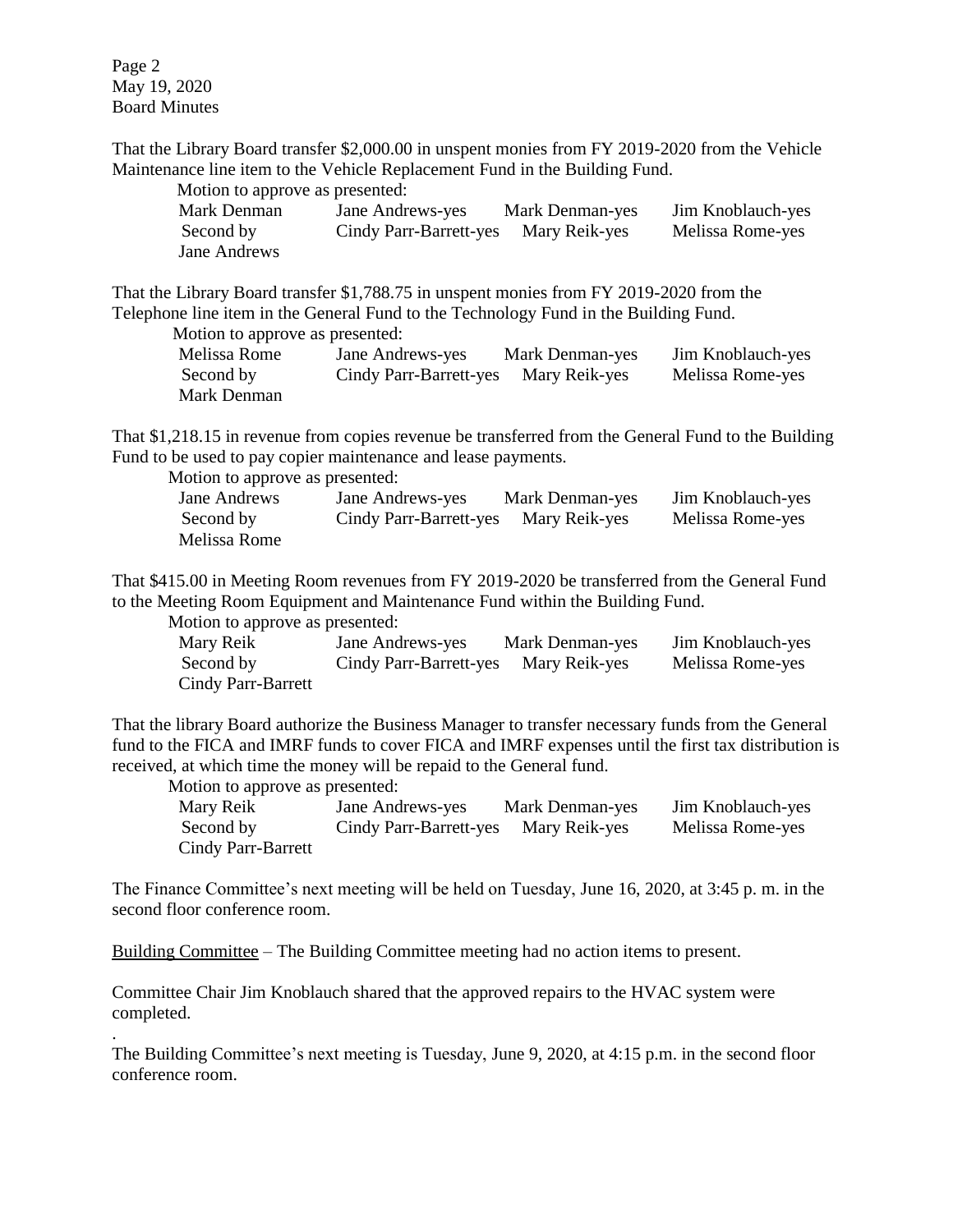That the Library Board transfer $2,000.00 in unspent monies from FY 2019-2020 from the Vehicle Maintenance line item to the Vehicle Replacement Fund in the Building Fund.

Motion to approve as presented:

| | | | |
|---|---|---|---|
| Mark Denman | Jane Andrews-yes | Mark Denman-yes | Jim Knoblauch-yes |
| Second by | Cindy Parr-Barrett-yes | Mary Reik-yes | Melissa Rome-yes |
| Jane Andrews | | | |

That the Library Board transfer $1,788.75 in unspent monies from FY 2019-2020 from the Telephone line item in the General Fund to the Technology Fund in the Building Fund.

Motion to approve as presented:

| | | | |
|---|---|---|---|
| Melissa Rome | Jane Andrews-yes | Mark Denman-yes | Jim Knoblauch-yes |
| Second by | Cindy Parr-Barrett-yes | Mary Reik-yes | Melissa Rome-yes |
| Mark Denman | | | |

That $1,218.15 in revenue from copies revenue be transferred from the General Fund to the Building Fund to be used to pay copier maintenance and lease payments.

Motion to approve as presented:

| | | | |
|---|---|---|---|
| Jane Andrews | Jane Andrews-yes | Mark Denman-yes | Jim Knoblauch-yes |
| Second by | Cindy Parr-Barrett-yes | Mary Reik-yes | Melissa Rome-yes |
| Melissa Rome | | | |

That $415.00 in Meeting Room revenues from FY 2019-2020 be transferred from the General Fund to the Meeting Room Equipment and Maintenance Fund within the Building Fund.

Motion to approve as presented:

| | | | |
|---|---|---|---|
| Mary Reik | Jane Andrews-yes | Mark Denman-yes | Jim Knoblauch-yes |
| Second by | Cindy Parr-Barrett-yes | Mary Reik-yes | Melissa Rome-yes |
| Cindy Parr-Barrett | | | |

That the library Board authorize the Business Manager to transfer necessary funds from the General fund to the FICA and IMRF funds to cover FICA and IMRF expenses until the first tax distribution is received, at which time the money will be repaid to the General fund.

Motion to approve as presented:

| | | | |
|---|---|---|---|
| Mary Reik | Jane Andrews-yes | Mark Denman-yes | Jim Knoblauch-yes |
| Second by | Cindy Parr-Barrett-yes | Mary Reik-yes | Melissa Rome-yes |
| Cindy Parr-Barrett | | | |

The Finance Committee's next meeting will be held on Tuesday, June 16, 2020, at 3:45 p. m. in the second floor conference room.

Building Committee – The Building Committee meeting had no action items to present.

Committee Chair Jim Knoblauch shared that the approved repairs to the HVAC system were completed.

.

The Building Committee's next meeting is Tuesday, June 9, 2020, at 4:15 p.m. in the second floor conference room.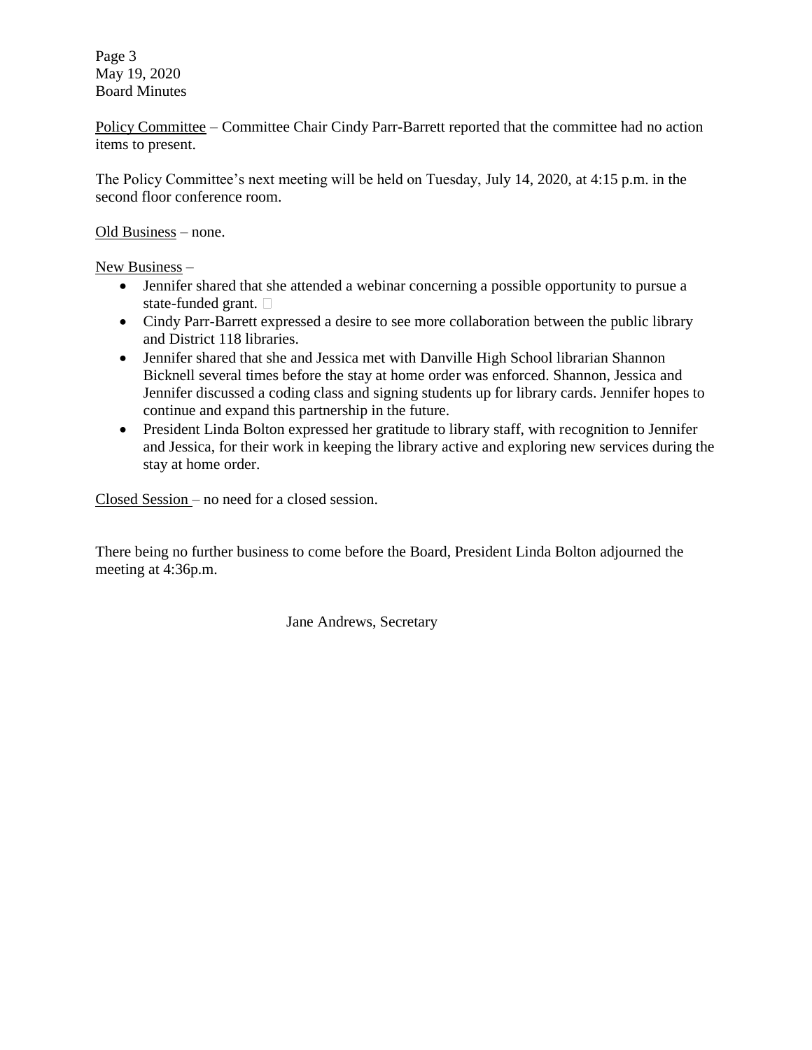Policy Committee – Committee Chair Cindy Parr-Barrett reported that the committee had no action items to present.

The Policy Committee's next meeting will be held on Tuesday, July 14, 2020, at 4:15 p.m. in the second floor conference room.

Old Business – none.

New Business –

- Jennifer shared that she attended a webinar concerning a possible opportunity to pursue a state-funded grant.
- Cindy Parr-Barrett expressed a desire to see more collaboration between the public library and District 118 libraries.
- Jennifer shared that she and Jessica met with Danville High School librarian Shannon Bicknell several times before the stay at home order was enforced. Shannon, Jessica and Jennifer discussed a coding class and signing students up for library cards. Jennifer hopes to continue and expand this partnership in the future.
- President Linda Bolton expressed her gratitude to library staff, with recognition to Jennifer and Jessica, for their work in keeping the library active and exploring new services during the stay at home order.

Closed Session – no need for a closed session.

There being no further business to come before the Board, President Linda Bolton adjourned the meeting at 4:36p.m.

Jane Andrews, Secretary